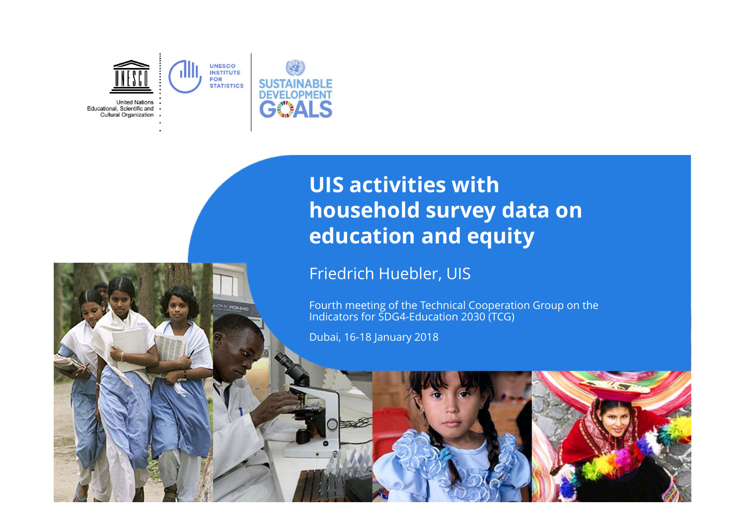# UIS activities with household survey data on education and equity

Friedrich Huebler, UIS

Fourth meeting of the Technical Cooperation Group on the Indicators for SDG4-Education 2030 (TCG)

Dubai, 16-18 January 2018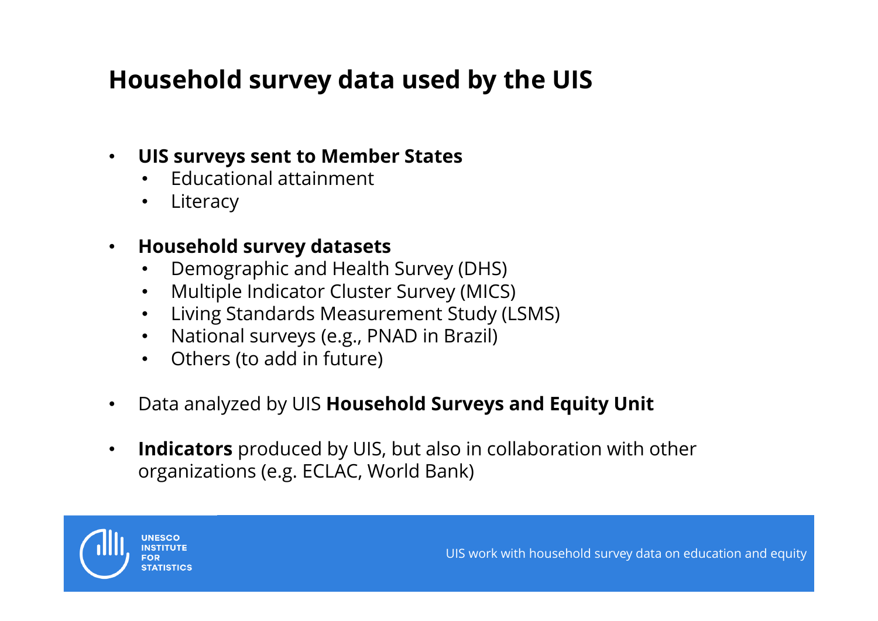# Household survey data used by the UIS

- **UIS surveys sent to Member States**
  - Educational attainment
  - Literacy
- **Household survey datasets**
  - Demographic and Health Survey (DHS)
  - Multiple Indicator Cluster Survey (MICS)
  - Living Standards Measurement Study (LSMS)
  - National surveys (e.g., PNAD in Brazil)
  - Others (to add in future)
- Data analyzed by UIS **Household Surveys and Equity Unit**
- **Indicators** produced by UIS, but also in collaboration with other organizations (e.g. ECLAC, World Bank)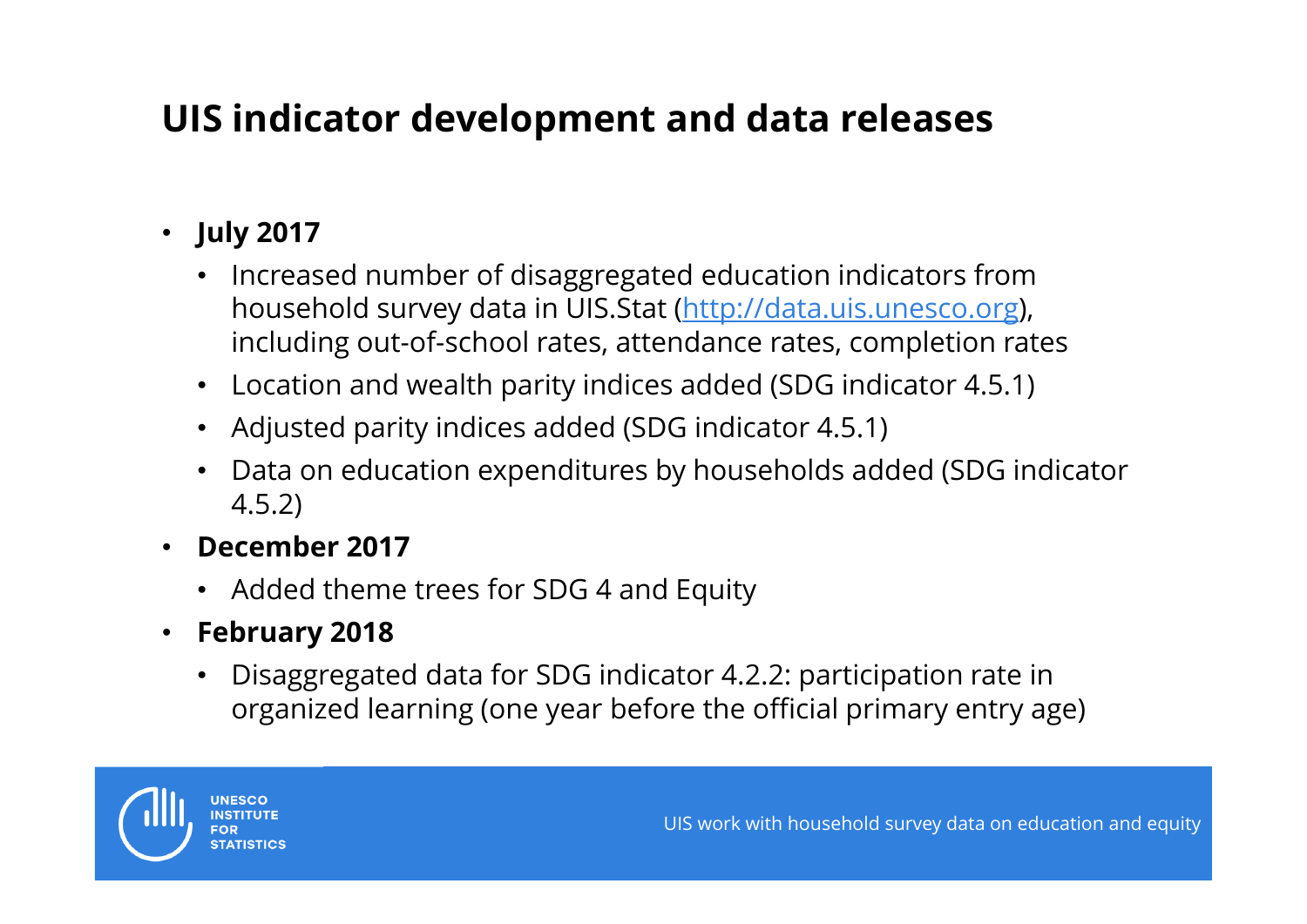# UIS indicator development and data releases

- **July 2017**
  - Increased number of disaggregated education indicators from household survey data in UIS.Stat (http://data.uis.unesco.org), including out-of-school rates, attendance rates, completion rates
  - Location and wealth parity indices added (SDG indicator 4.5.1)
  - Adjusted parity indices added (SDG indicator 4.5.1)
  - Data on education expenditures by households added (SDG indicator 4.5.2)
- **December 2017**
  - Added theme trees for SDG 4 and Equity
- **February 2018**
  - Disaggregated data for SDG indicator 4.2.2: participation rate in organized learning (one year before the official primary entry age)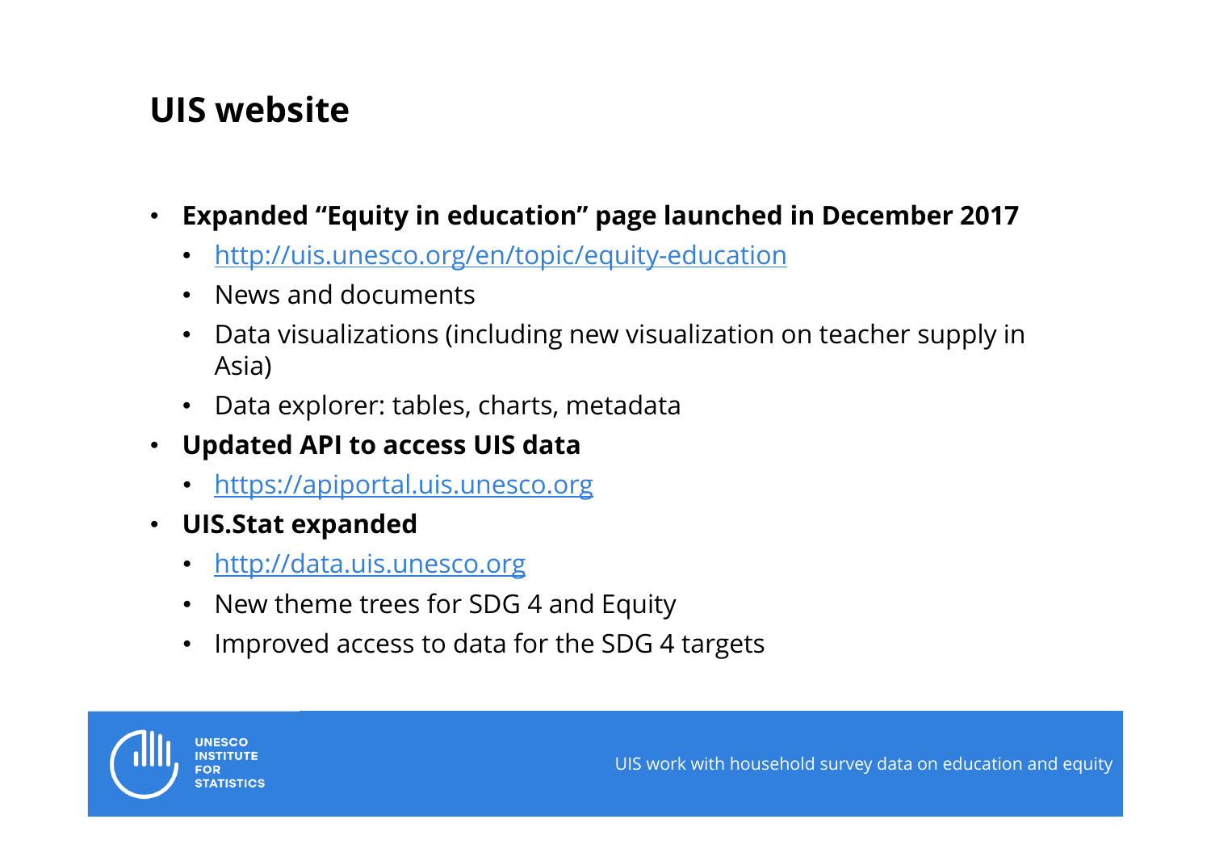## UIS website

- **Expanded "Equity in education" page launched in December 2017**
  - http://uis.unesco.org/en/topic/equity-education
  - News and documents
  - Data visualizations (including new visualization on teacher supply in Asia)
  - Data explorer: tables, charts, metadata
- **Updated API to access UIS data**
  - https://apiportal.uis.unesco.org
- **UIS.Stat expanded**
  - http://data.uis.unesco.org
  - New theme trees for SDG 4 and Equity
  - Improved access to data for the SDG 4 targets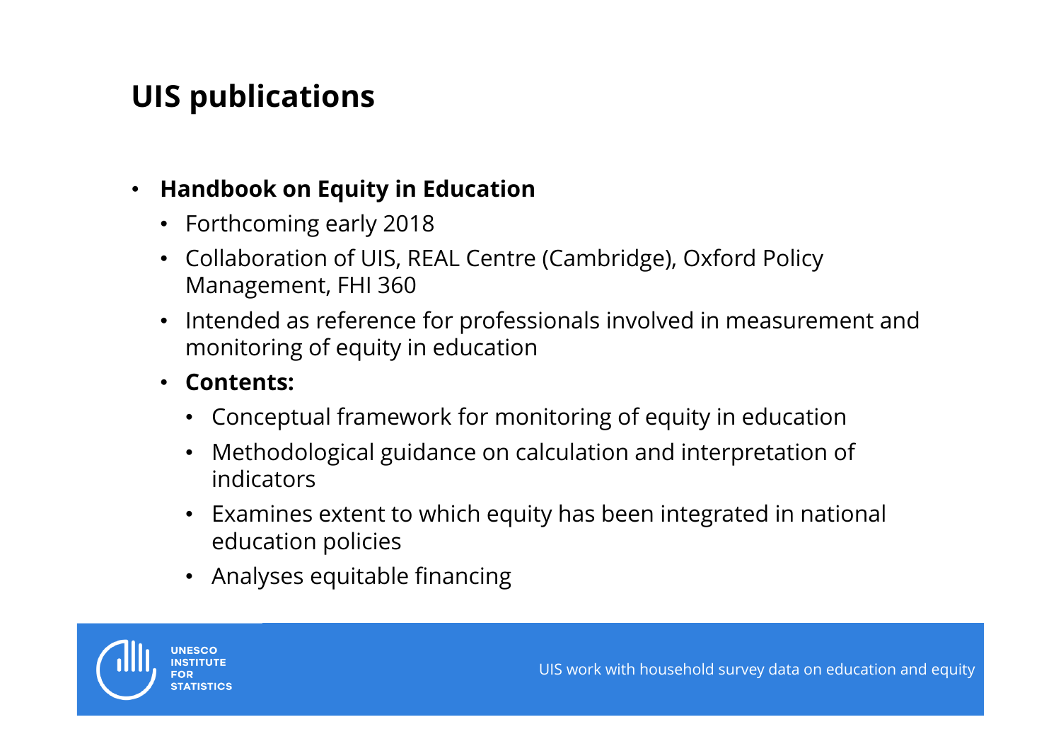# UIS publications

- **Handbook on Equity in Education**
  - Forthcoming early 2018
  - Collaboration of UIS, REAL Centre (Cambridge), Oxford Policy Management, FHI 360
  - Intended as reference for professionals involved in measurement and monitoring of equity in education
  - **Contents:**
    - Conceptual framework for monitoring of equity in education
    - Methodological guidance on calculation and interpretation of indicators
    - Examines extent to which equity has been integrated in national education policies
    - Analyses equitable financing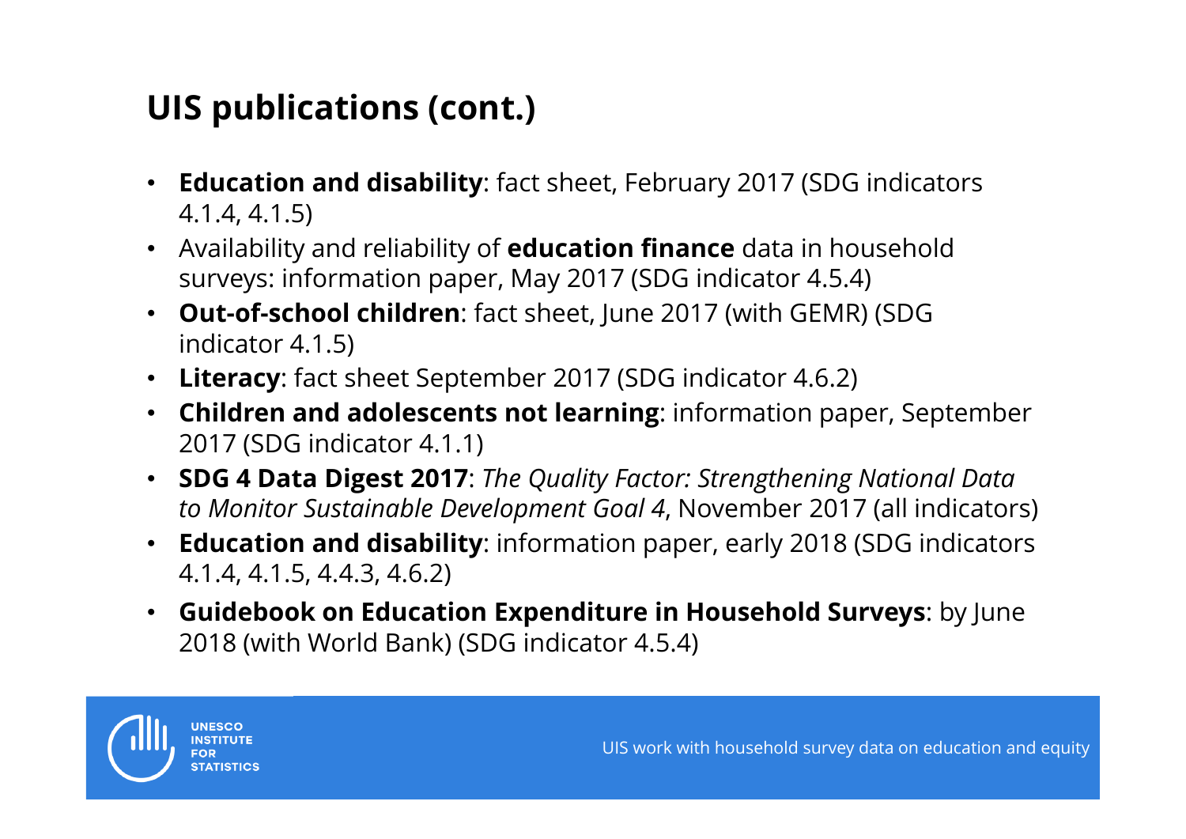## UIS publications (cont.)

- **Education and disability**: fact sheet, February 2017 (SDG indicators 4.1.4, 4.1.5)
- Availability and reliability of **education finance** data in household surveys: information paper, May 2017 (SDG indicator 4.5.4)
- **Out-of-school children**: fact sheet, June 2017 (with GEMR) (SDG indicator 4.1.5)
- **Literacy**: fact sheet September 2017 (SDG indicator 4.6.2)
- **Children and adolescents not learning**: information paper, September 2017 (SDG indicator 4.1.1)
- **SDG 4 Data Digest 2017**: *The Quality Factor: Strengthening National Data to Monitor Sustainable Development Goal 4*, November 2017 (all indicators)
- **Education and disability**: information paper, early 2018 (SDG indicators 4.1.4, 4.1.5, 4.4.3, 4.6.2)
- **Guidebook on Education Expenditure in Household Surveys**: by June 2018 (with World Bank) (SDG indicator 4.5.4)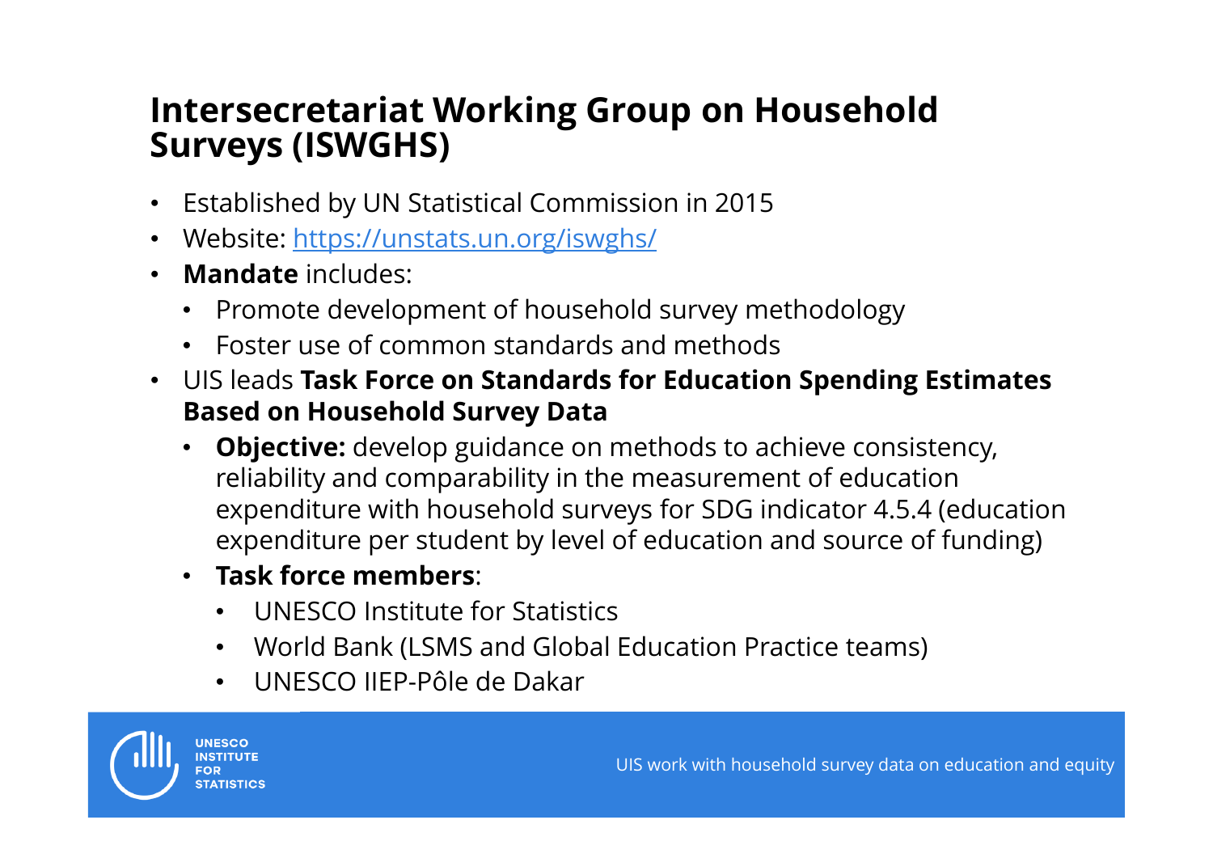## Intersecretariat Working Group on Household Surveys (ISWGHS)

- Established by UN Statistical Commission in 2015
- Website: [https://unstats.un.org/iswghs/](https://unstats.un.org/iswghs/)
- **Mandate** includes:
  - Promote development of household survey methodology
  - Foster use of common standards and methods
- UIS leads **Task Force on Standards for Education Spending Estimates Based on Household Survey Data**
  - **Objective:** develop guidance on methods to achieve consistency, reliability and comparability in the measurement of education expenditure with household surveys for SDG indicator 4.5.4 (education expenditure per student by level of education and source of funding)
  - **Task force members**:
    - UNESCO Institute for Statistics
    - World Bank (LSMS and Global Education Practice teams)
    - UNESCO IIEP-Pôle de Dakar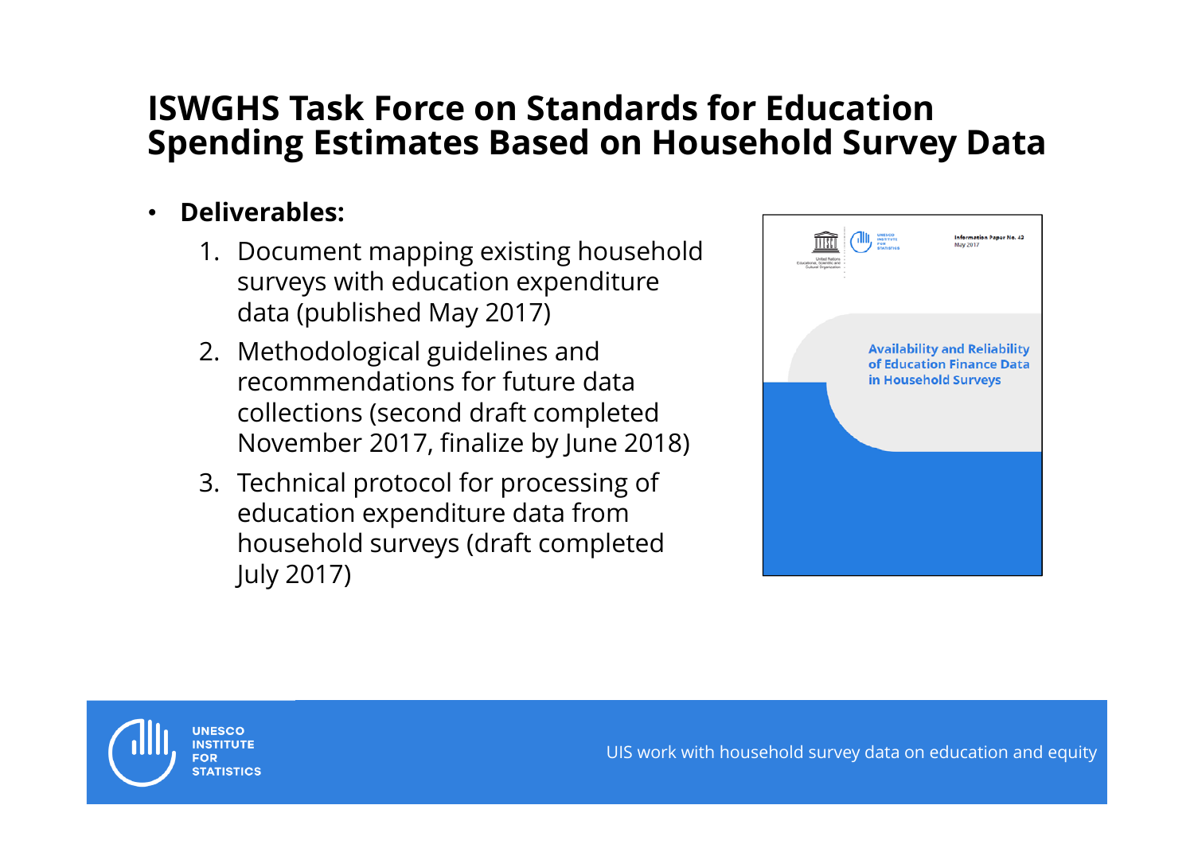# ISWGHS Task Force on Standards for Education Spending Estimates Based on Household Survey Data

- **Deliverables:**
  1. Document mapping existing household surveys with education expenditure data (published May 2017)
  2. Methodological guidelines and recommendations for future data collections (second draft completed November 2017, finalize by June 2018)
  3. Technical protocol for processing of education expenditure data from household surveys (draft completed July 2017)

Information Paper No. 42
May 2017

Availability and Reliability of Education Finance Data in Household Surveys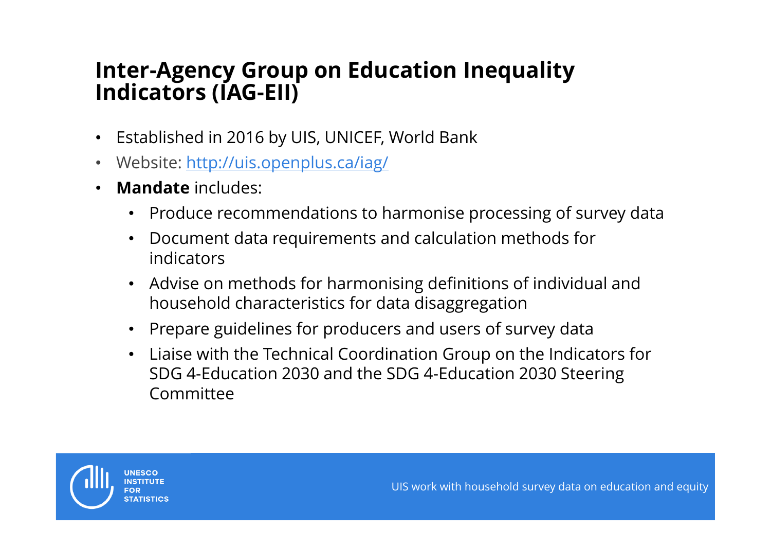# Inter-Agency Group on Education Inequality Indicators (IAG-EII)

- Established in 2016 by UIS, UNICEF, World Bank
- Website: [http://uis.openplus.ca/iag/](http://uis.openplus.ca/iag/)
- **Mandate** includes:
  - Produce recommendations to harmonise processing of survey data
  - Document data requirements and calculation methods for indicators
  - Advise on methods for harmonising definitions of individual and household characteristics for data disaggregation
  - Prepare guidelines for producers and users of survey data
  - Liaise with the Technical Coordination Group on the Indicators for SDG 4-Education 2030 and the SDG 4-Education 2030 Steering Committee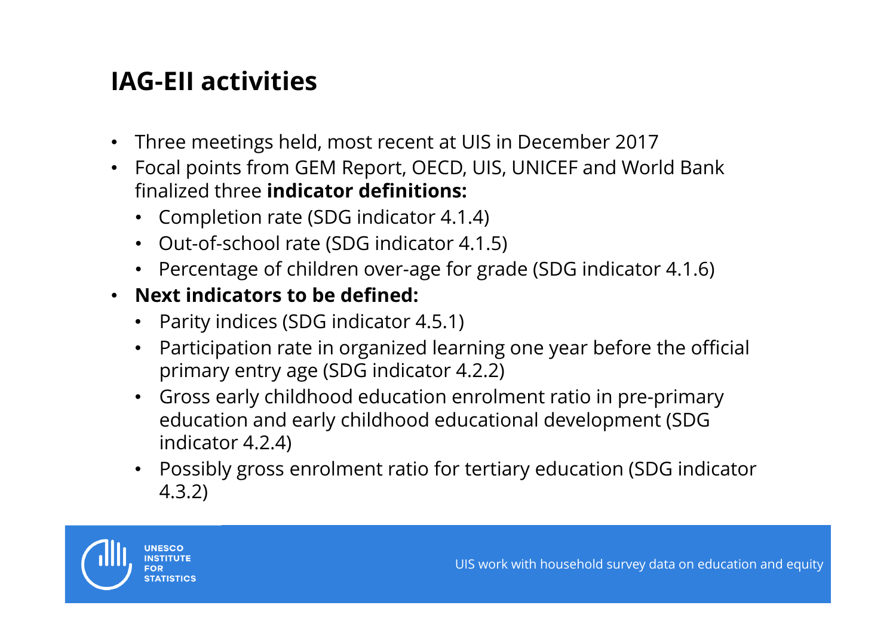# IAG-EII activities

- Three meetings held, most recent at UIS in December 2017
- Focal points from GEM Report, OECD, UIS, UNICEF and World Bank finalized three **indicator definitions:**
  - Completion rate (SDG indicator 4.1.4)
  - Out-of-school rate (SDG indicator 4.1.5)
  - Percentage of children over-age for grade (SDG indicator 4.1.6)
- **Next indicators to be defined:**
  - Parity indices (SDG indicator 4.5.1)
  - Participation rate in organized learning one year before the official primary entry age (SDG indicator 4.2.2)
  - Gross early childhood education enrolment ratio in pre-primary education and early childhood educational development (SDG indicator 4.2.4)
  - Possibly gross enrolment ratio for tertiary education (SDG indicator 4.3.2)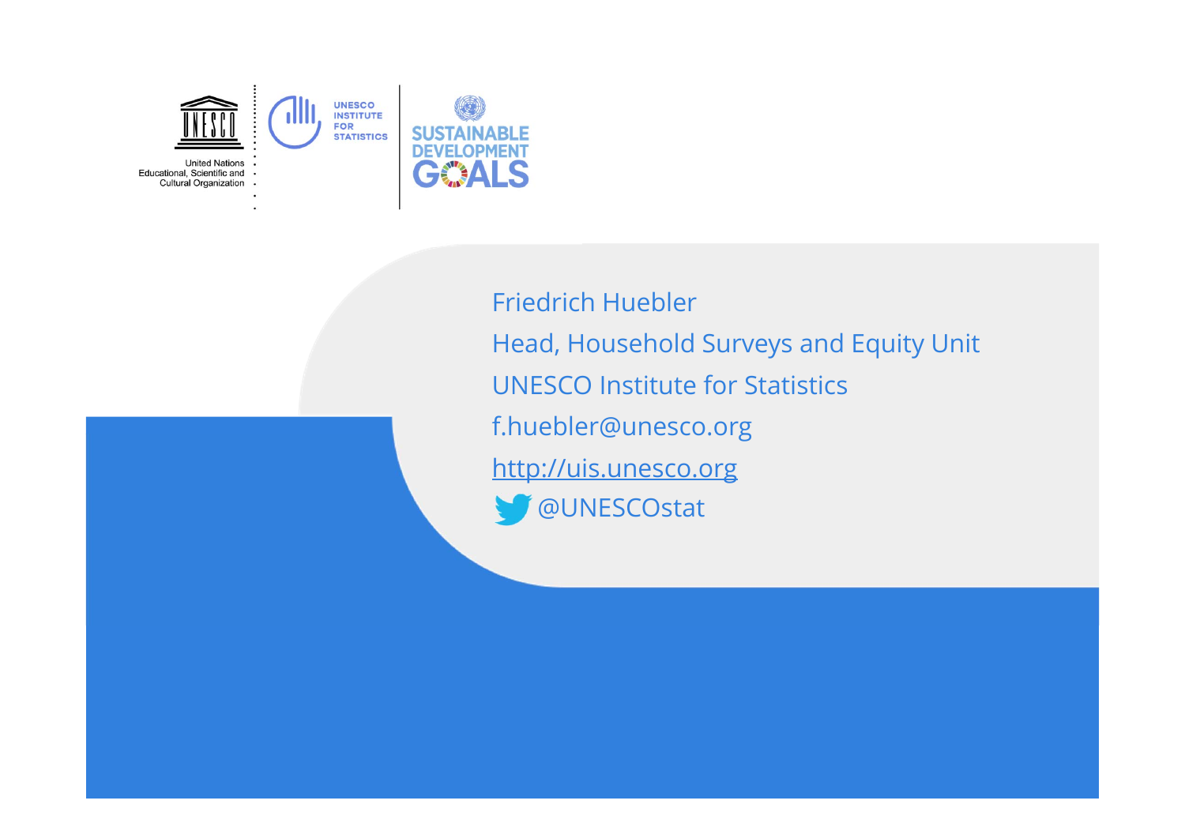United Nations Educational, Scientific and Cultural Organization

UNESCO INSTITUTE FOR STATISTICS

SUSTAINABLE DEVELOPMENT GOALS

Friedrich Huebler

Head, Household Surveys and Equity Unit

UNESCO Institute for Statistics

f.huebler@unesco.org

http://uis.unesco.org

@UNESCOstat